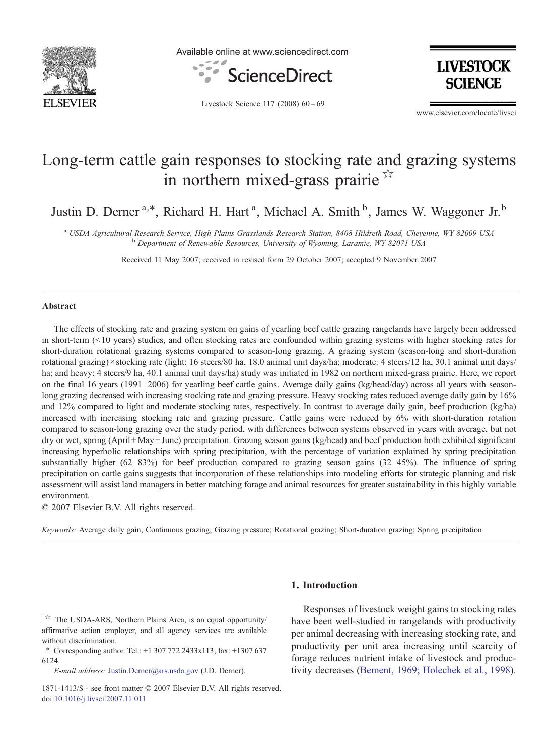# Long-term cattle gain responses to stocking rate and grazing systems in northern mixed-grass prairie ☆

Justin D. Derner [a,*], Richard H. Hart [a], Michael A. Smith [b], James W. Waggoner Jr. [b]

[a] USDA-Agricultural Research Service, High Plains Grasslands Research Station, 8408 Hildreth Road, Cheyenne, WY 82009 USA
[b] Department of Renewable Resources, University of Wyoming, Laramie, WY 82071 USA

Received 11 May 2007; received in revised form 29 October 2007; accepted 9 November 2007

## Abstract

The effects of stocking rate and grazing system on gains of yearling beef cattle grazing rangelands have largely been addressed in short-term (<10 years) studies, and often stocking rates are confounded within grazing systems with higher stocking rates for short-duration rotational grazing systems compared to season-long grazing. A grazing system (season-long and short-duration rotational grazing) × stocking rate (light: 16 steers/80 ha, 18.0 animal unit days/ha; moderate: 4 steers/12 ha, 30.1 animal unit days/ha; and heavy: 4 steers/9 ha, 40.1 animal unit days/ha) study was initiated in 1982 on northern mixed-grass prairie. Here, we report on the final 16 years (1991–2006) for yearling beef cattle gains. Average daily gains (kg/head/day) across all years with season-long grazing decreased with increasing stocking rate and grazing pressure. Heavy stocking rates reduced average daily gain by 16% and 12% compared to light and moderate stocking rates, respectively. In contrast to average daily gain, beef production (kg/ha) increased with increasing stocking rate and grazing pressure. Cattle gains were reduced by 6% with short-duration rotation compared to season-long grazing over the study period, with differences between systems observed in years with average, but not dry or wet, spring (April + May + June) precipitation. Grazing season gains (kg/head) and beef production both exhibited significant increasing hyperbolic relationships with spring precipitation, with the percentage of variation explained by spring precipitation substantially higher (62–83%) for beef production compared to grazing season gains (32–45%). The influence of spring precipitation on cattle gains suggests that incorporation of these relationships into modeling efforts for strategic planning and risk assessment will assist land managers in better matching forage and animal resources for greater sustainability in this highly variable environment.

© 2007 Elsevier B.V. All rights reserved.

*Keywords:* Average daily gain; Continuous grazing; Grazing pressure; Rotational grazing; Short-duration grazing; Spring precipitation

## 1. Introduction

Responses of livestock weight gains to stocking rates have been well-studied in rangelands with productivity per animal decreasing with increasing stocking rate, and productivity per unit area increasing until scarcity of forage reduces nutrient intake of livestock and productivity decreases (Bement, 1969; Holechek et al., 1998).

☆ The USDA-ARS, Northern Plains Area, is an equal opportunity/affirmative action employer, and all agency services are available without discrimination.

\* Corresponding author. Tel.: +1 307 772 2433x113; fax: +1307 637 6124.

*E-mail address:* Justin.Derner@ars.usda.gov (J.D. Derner).

1871-1413/$ - see front matter © 2007 Elsevier B.V. All rights reserved.
doi:10.1016/j.livsci.2007.11.011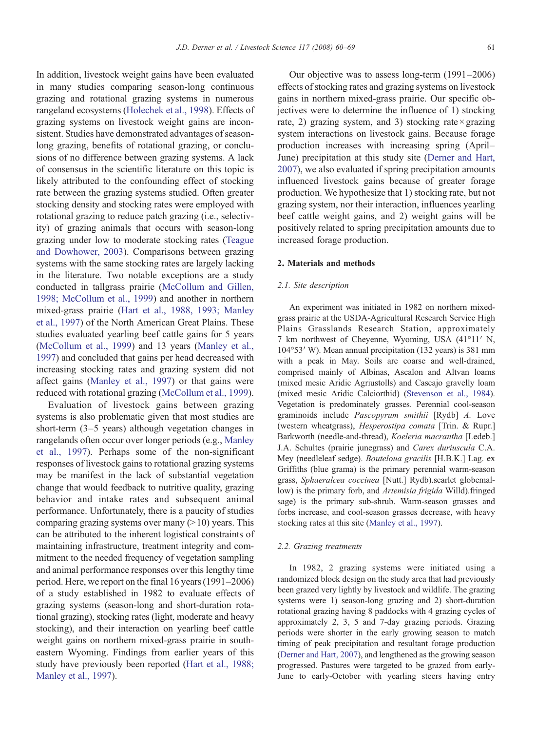In addition, livestock weight gains have been evaluated in many studies comparing season-long continuous grazing and rotational grazing systems in numerous rangeland ecosystems (Holechek et al., 1998). Effects of grazing systems on livestock weight gains are inconsistent. Studies have demonstrated advantages of season-long grazing, benefits of rotational grazing, or conclusions of no difference between grazing systems. A lack of consensus in the scientific literature on this topic is likely attributed to the confounding effect of stocking rate between the grazing systems studied. Often greater stocking density and stocking rates were employed with rotational grazing to reduce patch grazing (i.e., selectivity) of grazing animals that occurs with season-long grazing under low to moderate stocking rates (Teague and Dowhower, 2003). Comparisons between grazing systems with the same stocking rates are largely lacking in the literature. Two notable exceptions are a study conducted in tallgrass prairie (McCollum and Gillen, 1998; McCollum et al., 1999) and another in northern mixed-grass prairie (Hart et al., 1988, 1993; Manley et al., 1997) of the North American Great Plains. These studies evaluated yearling beef cattle gains for 5 years (McCollum et al., 1999) and 13 years (Manley et al., 1997) and concluded that gains per head decreased with increasing stocking rates and grazing system did not affect gains (Manley et al., 1997) or that gains were reduced with rotational grazing (McCollum et al., 1999).

Evaluation of livestock gains between grazing systems is also problematic given that most studies are short-term (3–5 years) although vegetation changes in rangelands often occur over longer periods (e.g., Manley et al., 1997). Perhaps some of the non-significant responses of livestock gains to rotational grazing systems may be manifest in the lack of substantial vegetation change that would feedback to nutritive quality, grazing behavior and intake rates and subsequent animal performance. Unfortunately, there is a paucity of studies comparing grazing systems over many (>10) years. This can be attributed to the inherent logistical constraints of maintaining infrastructure, treatment integrity and commitment to the needed frequency of vegetation sampling and animal performance responses over this lengthy time period. Here, we report on the final 16 years (1991–2006) of a study established in 1982 to evaluate effects of grazing systems (season-long and short-duration rotational grazing), stocking rates (light, moderate and heavy stocking), and their interaction on yearling beef cattle weight gains on northern mixed-grass prairie in southeastern Wyoming. Findings from earlier years of this study have previously been reported (Hart et al., 1988; Manley et al., 1997).

Our objective was to assess long-term (1991–2006) effects of stocking rates and grazing systems on livestock gains in northern mixed-grass prairie. Our specific objectives were to determine the influence of 1) stocking rate, 2) grazing system, and 3) stocking rate × grazing system interactions on livestock gains. Because forage production increases with increasing spring (April–June) precipitation at this study site (Derner and Hart, 2007), we also evaluated if spring precipitation amounts influenced livestock gains because of greater forage production. We hypothesize that 1) stocking rate, but not grazing system, nor their interaction, influences yearling beef cattle weight gains, and 2) weight gains will be positively related to spring precipitation amounts due to increased forage production.

## 2. Materials and methods

### 2.1. Site description

An experiment was initiated in 1982 on northern mixed-grass prairie at the USDA-Agricultural Research Service High Plains Grasslands Research Station, approximately 7 km northwest of Cheyenne, Wyoming, USA (41°11′ N, 104°53′ W). Mean annual precipitation (132 years) is 381 mm with a peak in May. Soils are coarse and well-drained, comprised mainly of Albinas, Ascalon and Altvan loams (mixed mesic Aridic Agriustolls) and Cascajo gravelly loam (mixed mesic Aridic Calciorthid) (Stevenson et al., 1984). Vegetation is predominately grasses. Perennial cool-season graminoids include *Pascopyrum smithii* [Rydb] *A.* Love (western wheatgrass), *Hesperostipa comata* [Trin. & Rupr.] Barkworth (needle-and-thread), *Koeleria macrantha* [Ledeb.] J.A. Schultes (prairie junegrass) and *Carex duriuscula* C.A. Mey (needleleaf sedge). *Bouteloua gracilis* [H.B.K.] Lag. ex Griffiths (blue grama) is the primary perennial warm-season grass, *Sphaeralcea coccinea* [Nutt.] Rydb).scarlet globemallow) is the primary forb, and *Artemisia frigida* Willd).fringed sage) is the primary sub-shrub. Warm-season grasses and forbs increase, and cool-season grasses decrease, with heavy stocking rates at this site (Manley et al., 1997).

### 2.2. Grazing treatments

In 1982, 2 grazing systems were initiated using a randomized block design on the study area that had previously been grazed very lightly by livestock and wildlife. The grazing systems were 1) season-long grazing and 2) short-duration rotational grazing having 8 paddocks with 4 grazing cycles of approximately 2, 3, 5 and 7-day grazing periods. Grazing periods were shorter in the early growing season to match timing of peak precipitation and resultant forage production (Derner and Hart, 2007), and lengthened as the growing season progressed. Pastures were targeted to be grazed from early-June to early-October with yearling steers having entry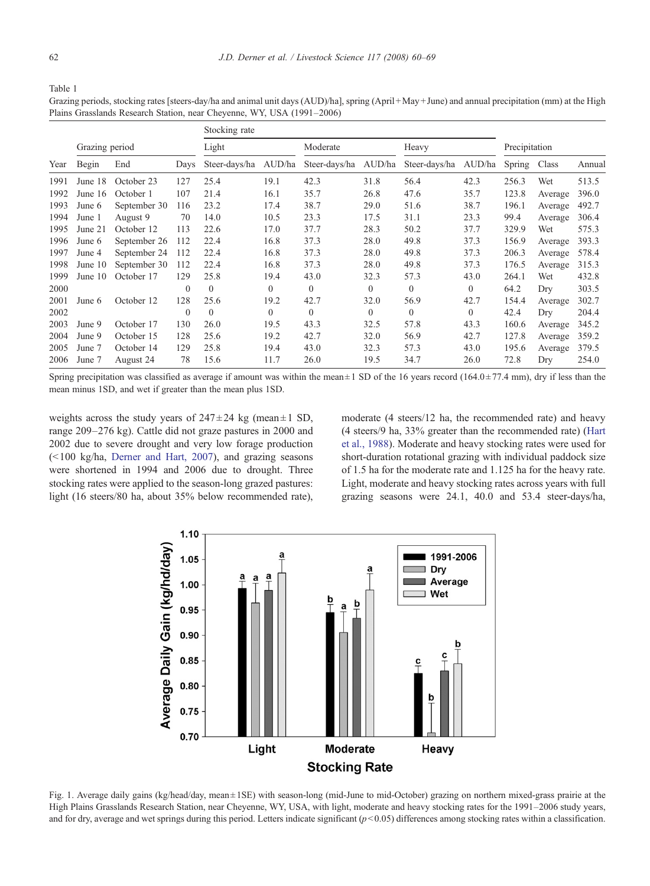Table 1
Grazing periods, stocking rates [steers-day/ha and animal unit days (AUD)/ha], spring (April + May + June) and annual precipitation (mm) at the High Plains Grasslands Research Station, near Cheyenne, WY, USA (1991–2006)

| | Grazing period | | | Stocking rate | | | | | | Precipitation | | |
|---|---|---|---|---|---|---|---|---|---|---|---|---|
| | | | | Light | | Moderate | | Heavy | | | | |
| Year | Begin | End | Days | Steer-days/ha | AUD/ha | Steer-days/ha | AUD/ha | Steer-days/ha | AUD/ha | Spring | Class | Annual |
| 1991 | June 18 | October 23 | 127 | 25.4 | 19.1 | 42.3 | 31.8 | 56.4 | 42.3 | 256.3 | Wet | 513.5 |
| 1992 | June 16 | October 1 | 107 | 21.4 | 16.1 | 35.7 | 26.8 | 47.6 | 35.7 | 123.8 | Average | 396.0 |
| 1993 | June 6 | September 30 | 116 | 23.2 | 17.4 | 38.7 | 29.0 | 51.6 | 38.7 | 196.1 | Average | 492.7 |
| 1994 | June 1 | August 9 | 70 | 14.0 | 10.5 | 23.3 | 17.5 | 31.1 | 23.3 | 99.4 | Average | 306.4 |
| 1995 | June 21 | October 12 | 113 | 22.6 | 17.0 | 37.7 | 28.3 | 50.2 | 37.7 | 329.9 | Wet | 575.3 |
| 1996 | June 6 | September 26 | 112 | 22.4 | 16.8 | 37.3 | 28.0 | 49.8 | 37.3 | 156.9 | Average | 393.3 |
| 1997 | June 4 | September 24 | 112 | 22.4 | 16.8 | 37.3 | 28.0 | 49.8 | 37.3 | 206.3 | Average | 578.4 |
| 1998 | June 10 | September 30 | 112 | 22.4 | 16.8 | 37.3 | 28.0 | 49.8 | 37.3 | 176.5 | Average | 315.3 |
| 1999 | June 10 | October 17 | 129 | 25.8 | 19.4 | 43.0 | 32.3 | 57.3 | 43.0 | 264.1 | Wet | 432.8 |
| 2000 | | | 0 | 0 | 0 | 0 | 0 | 0 | 0 | 64.2 | Dry | 303.5 |
| 2001 | June 6 | October 12 | 128 | 25.6 | 19.2 | 42.7 | 32.0 | 56.9 | 42.7 | 154.4 | Average | 302.7 |
| 2002 | | | 0 | 0 | 0 | 0 | 0 | 0 | 0 | 42.4 | Dry | 204.4 |
| 2003 | June 9 | October 17 | 130 | 26.0 | 19.5 | 43.3 | 32.5 | 57.8 | 43.3 | 160.6 | Average | 345.2 |
| 2004 | June 9 | October 15 | 128 | 25.6 | 19.2 | 42.7 | 32.0 | 56.9 | 42.7 | 127.8 | Average | 359.2 |
| 2005 | June 7 | October 14 | 129 | 25.8 | 19.4 | 43.0 | 32.3 | 57.3 | 43.0 | 195.6 | Average | 379.5 |
| 2006 | June 7 | August 24 | 78 | 15.6 | 11.7 | 26.0 | 19.5 | 34.7 | 26.0 | 72.8 | Dry | 254.0 |

Spring precipitation was classified as average if amount was within the mean ± 1 SD of the 16 years record (164.0 ± 77.4 mm), dry if less than the mean minus 1SD, and wet if greater than the mean plus 1SD.

weights across the study years of 247 ± 24 kg (mean ± 1 SD, range 209–276 kg). Cattle did not graze pastures in 2000 and 2002 due to severe drought and very low forage production (<100 kg/ha, Derner and Hart, 2007), and grazing seasons were shortened in 1994 and 2006 due to drought. Three stocking rates were applied to the season-long grazed pastures: light (16 steers/80 ha, about 35% below recommended rate), moderate (4 steers/12 ha, the recommended rate) and heavy (4 steers/9 ha, 33% greater than the recommended rate) (Hart et al., 1988). Moderate and heavy stocking rates were used for short-duration rotational grazing with individual paddock size of 1.5 ha for the moderate rate and 1.125 ha for the heavy rate. Light, moderate and heavy stocking rates across years with full grazing seasons were 24.1, 40.0 and 53.4 steer-days/ha,

Fig. 1. Average daily gains (kg/head/day, mean ± 1SE) with season-long (mid-June to mid-October) grazing on northern mixed-grass prairie at the High Plains Grasslands Research Station, near Cheyenne, WY, USA, with light, moderate and heavy stocking rates for the 1991–2006 study years, and for dry, average and wet springs during this period. Letters indicate significant ($p < 0.05$) differences among stocking rates within a classification.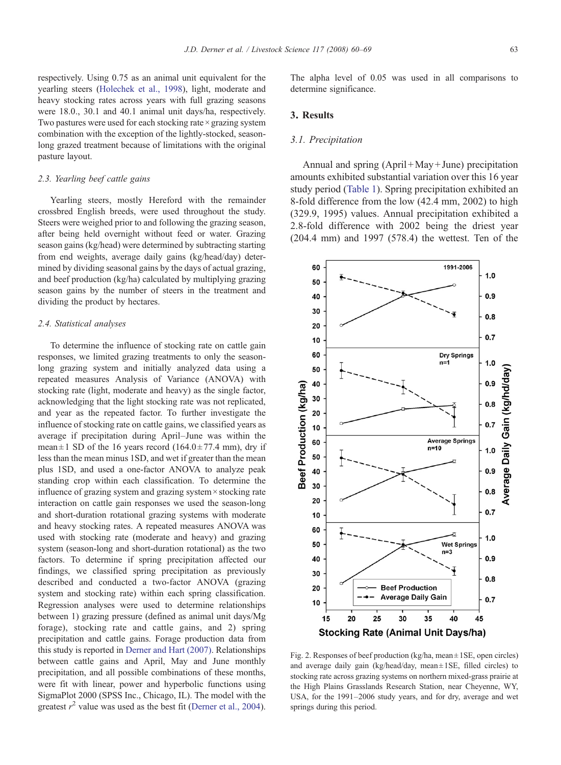respectively. Using 0.75 as an animal unit equivalent for the yearling steers (Holechek et al., 1998), light, moderate and heavy stocking rates across years with full grazing seasons were 18.0., 30.1 and 40.1 animal unit days/ha, respectively. Two pastures were used for each stocking rate × grazing system combination with the exception of the lightly-stocked, season-long grazed treatment because of limitations with the original pasture layout.

### 2.3. Yearling beef cattle gains

Yearling steers, mostly Hereford with the remainder crossbred English breeds, were used throughout the study. Steers were weighed prior to and following the grazing season, after being held overnight without feed or water. Grazing season gains (kg/head) were determined by subtracting starting from end weights, average daily gains (kg/head/day) determined by dividing seasonal gains by the days of actual grazing, and beef production (kg/ha) calculated by multiplying grazing season gains by the number of steers in the treatment and dividing the product by hectares.

### 2.4. Statistical analyses

To determine the influence of stocking rate on cattle gain responses, we limited grazing treatments to only the season-long grazing system and initially analyzed data using a repeated measures Analysis of Variance (ANOVA) with stocking rate (light, moderate and heavy) as the single factor, acknowledging that the light stocking rate was not replicated, and year as the repeated factor. To further investigate the influence of stocking rate on cattle gains, we classified years as average if precipitation during April–June was within the mean ± 1 SD of the 16 years record (164.0 ± 77.4 mm), dry if less than the mean minus 1SD, and wet if greater than the mean plus 1SD, and used a one-factor ANOVA to analyze peak standing crop within each classification. To determine the influence of grazing system and grazing system × stocking rate interaction on cattle gain responses we used the season-long and short-duration rotational grazing systems with moderate and heavy stocking rates. A repeated measures ANOVA was used with stocking rate (moderate and heavy) and grazing system (season-long and short-duration rotational) as the two factors. To determine if spring precipitation affected our findings, we classified spring precipitation as previously described and conducted a two-factor ANOVA (grazing system and stocking rate) within each spring classification. Regression analyses were used to determine relationships between 1) grazing pressure (defined as animal unit days/Mg forage), stocking rate and cattle gains, and 2) spring precipitation and cattle gains. Forage production data from this study is reported in Derner and Hart (2007). Relationships between cattle gains and April, May and June monthly precipitation, and all possible combinations of these months, were fit with linear, power and hyperbolic functions using SigmaPlot 2000 (SPSS Inc., Chicago, IL). The model with the greatest $r^2$ value was used as the best fit (Derner et al., 2004). The alpha level of 0.05 was used in all comparisons to determine significance.

## 3. Results

### 3.1. Precipitation

Annual and spring (April + May + June) precipitation amounts exhibited substantial variation over this 16 year study period (Table 1). Spring precipitation exhibited an 8-fold difference from the low (42.4 mm, 2002) to high (329.9, 1995) values. Annual precipitation exhibited a 2.8-fold difference with 2002 being the driest year (204.4 mm) and 1997 (578.4) the wettest. Ten of the

1991-2006

Dry Springs
n=1

Average Springs
n=10

Wet Springs
n=3

Beef Production
Average Daily Gain

Beef Production (kg/ha)

Average Daily Gain (kg/hd/day)

Stocking Rate (Animal Unit Days/ha)

Fig. 2. Responses of beef production (kg/ha, mean ± 1SE, open circles) and average daily gain (kg/head/day, mean ± 1SE, filled circles) to stocking rate across grazing systems on northern mixed-grass prairie at the High Plains Grasslands Research Station, near Cheyenne, WY, USA, for the 1991–2006 study years, and for dry, average and wet springs during this period.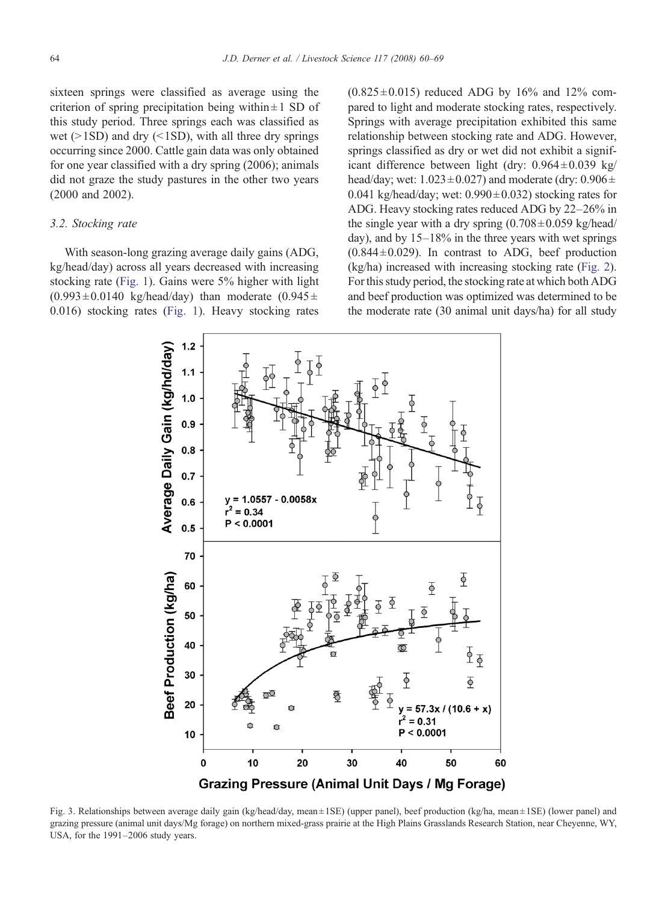sixteen springs were classified as average using the criterion of spring precipitation being within ± 1 SD of this study period. Three springs each was classified as wet (>1SD) and dry (<1SD), with all three dry springs occurring since 2000. Cattle gain data was only obtained for one year classified with a dry spring (2006); animals did not graze the study pastures in the other two years (2000 and 2002).

### 3.2. Stocking rate

With season-long grazing average daily gains (ADG, kg/head/day) across all years decreased with increasing stocking rate (Fig. 1). Gains were 5% higher with light (0.993 ± 0.0140 kg/head/day) than moderate (0.945 ± 0.016) stocking rates (Fig. 1). Heavy stocking rates (0.825 ± 0.015) reduced ADG by 16% and 12% compared to light and moderate stocking rates, respectively. Springs with average precipitation exhibited this same relationship between stocking rate and ADG. However, springs classified as dry or wet did not exhibit a significant difference between light (dry: 0.964 ± 0.039 kg/head/day; wet: 1.023 ± 0.027) and moderate (dry: 0.906 ± 0.041 kg/head/day; wet: 0.990 ± 0.032) stocking rates for ADG. Heavy stocking rates reduced ADG by 22–26% in the single year with a dry spring (0.708 ± 0.059 kg/head/day), and by 15–18% in the three years with wet springs (0.844 ± 0.029). In contrast to ADG, beef production (kg/ha) increased with increasing stocking rate (Fig. 2). For this study period, the stocking rate at which both ADG and beef production was optimized was determined to be the moderate rate (30 animal unit days/ha) for all study

Average Daily Gain (kg/hd/day)

1.2
1.1
1.0
0.9
0.8
0.7
0.6
0.5

$y = 1.0557 - 0.0058x$
$r^2 = 0.34$
$P < 0.0001$

Beef Production (kg/ha)

70
60
50
40
30
20
10

$y = 57.3x / (10.6 + x)$
$r^2 = 0.31$
$P < 0.0001$

0 10 20 30 40 50 60

Grazing Pressure (Animal Unit Days / Mg Forage)

Fig. 3. Relationships between average daily gain (kg/head/day, mean ± 1SE) (upper panel), beef production (kg/ha, mean ± 1SE) (lower panel) and grazing pressure (animal unit days/Mg forage) on northern mixed-grass prairie at the High Plains Grasslands Research Station, near Cheyenne, WY, USA, for the 1991–2006 study years.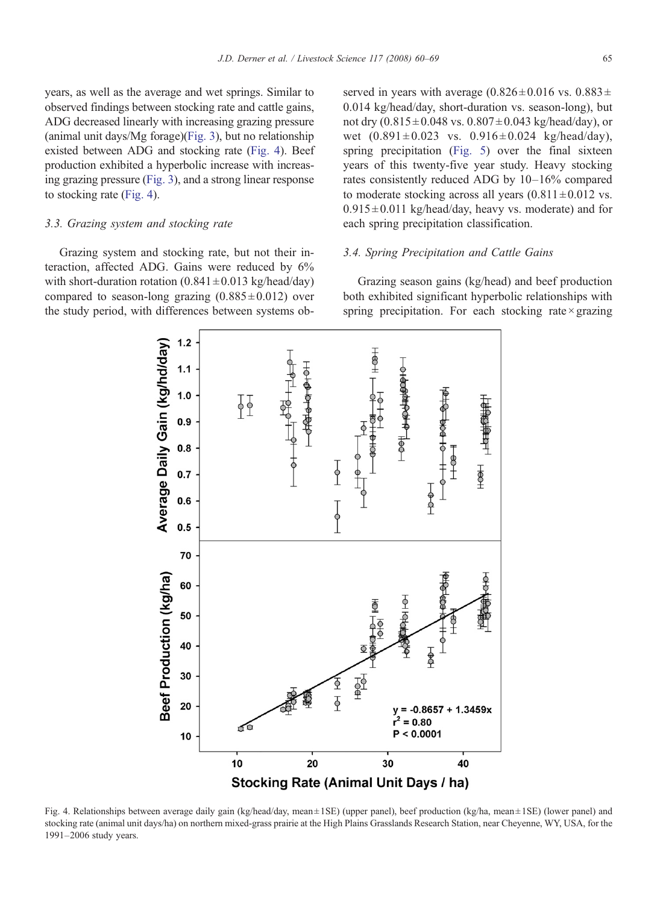years, as well as the average and wet springs. Similar to observed findings between stocking rate and cattle gains, ADG decreased linearly with increasing grazing pressure (animal unit days/Mg forage)(Fig. 3), but no relationship existed between ADG and stocking rate (Fig. 4). Beef production exhibited a hyperbolic increase with increasing grazing pressure (Fig. 3), and a strong linear response to stocking rate (Fig. 4).

### 3.3. Grazing system and stocking rate

Grazing system and stocking rate, but not their interaction, affected ADG. Gains were reduced by 6% with short-duration rotation (0.841±0.013 kg/head/day) compared to season-long grazing (0.885±0.012) over the study period, with differences between systems observed in years with average (0.826±0.016 vs. 0.883±0.014 kg/head/day, short-duration vs. season-long), but not dry (0.815±0.048 vs. 0.807±0.043 kg/head/day), or wet (0.891±0.023 vs. 0.916±0.024 kg/head/day), spring precipitation (Fig. 5) over the final sixteen years of this twenty-five year study. Heavy stocking rates consistently reduced ADG by 10–16% compared to moderate stocking across all years (0.811±0.012 vs. 0.915±0.011 kg/head/day, heavy vs. moderate) and for each spring precipitation classification.

### 3.4. Spring Precipitation and Cattle Gains

Grazing season gains (kg/head) and beef production both exhibited significant hyperbolic relationships with spring precipitation. For each stocking rate × grazing

Fig. 4. Relationships between average daily gain (kg/head/day, mean±1SE) (upper panel), beef production (kg/ha, mean±1SE) (lower panel) and stocking rate (animal unit days/ha) on northern mixed-grass prairie at the High Plains Grasslands Research Station, near Cheyenne, WY, USA, for the 1991–2006 study years.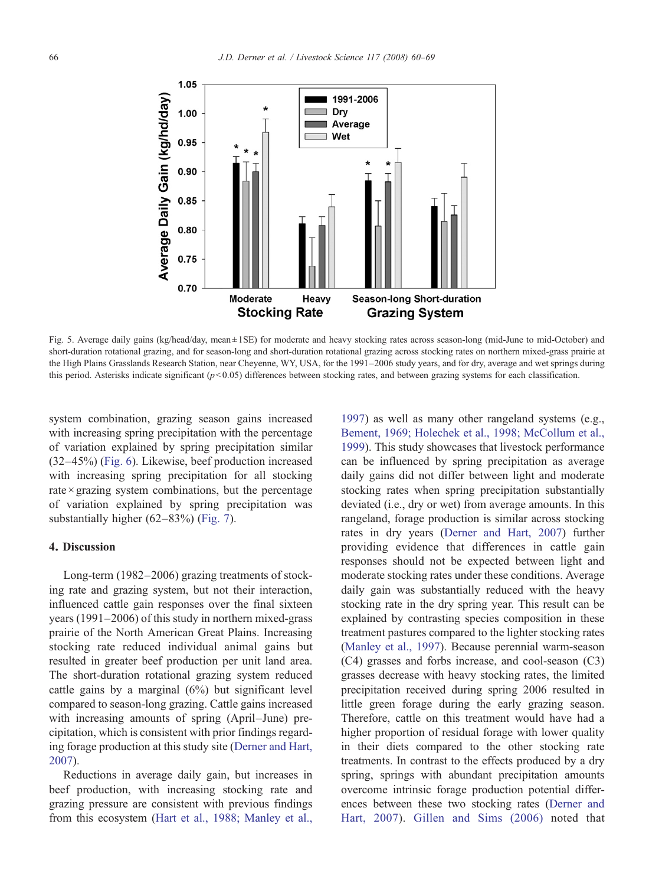1.05
1.00
0.95
0.90
0.85
0.80
0.75
0.70

Average Daily Gain (kg/hd/day)

1991-2006
Dry
Average
Wet

*
*
*
*
*
*

Moderate
Heavy
Stocking Rate

Season-long
Short-duration
Grazing System

Fig. 5. Average daily gains (kg/head/day, mean ± 1SE) for moderate and heavy stocking rates across season-long (mid-June to mid-October) and short-duration rotational grazing, and for season-long and short-duration rotational grazing across stocking rates on northern mixed-grass prairie at the High Plains Grasslands Research Station, near Cheyenne, WY, USA, for the 1991–2006 study years, and for dry, average and wet springs during this period. Asterisks indicate significant ($p < 0.05$) differences between stocking rates, and between grazing systems for each classification.

system combination, grazing season gains increased with increasing spring precipitation with the percentage of variation explained by spring precipitation similar (32–45%) (Fig. 6). Likewise, beef production increased with increasing spring precipitation for all stocking rate × grazing system combinations, but the percentage of variation explained by spring precipitation was substantially higher (62–83%) (Fig. 7).

## 4. Discussion

Long-term (1982–2006) grazing treatments of stocking rate and grazing system, but not their interaction, influenced cattle gain responses over the final sixteen years (1991–2006) of this study in northern mixed-grass prairie of the North American Great Plains. Increasing stocking rate reduced individual animal gains but resulted in greater beef production per unit land area. The short-duration rotational grazing system reduced cattle gains by a marginal (6%) but significant level compared to season-long grazing. Cattle gains increased with increasing amounts of spring (April–June) precipitation, which is consistent with prior findings regarding forage production at this study site (Derner and Hart, 2007).

Reductions in average daily gain, but increases in beef production, with increasing stocking rate and grazing pressure are consistent with previous findings from this ecosystem (Hart et al., 1988; Manley et al., 1997) as well as many other rangeland systems (e.g., Bement, 1969; Holechek et al., 1998; McCollum et al., 1999). This study showcases that livestock performance can be influenced by spring precipitation as average daily gains did not differ between light and moderate stocking rates when spring precipitation substantially deviated (i.e., dry or wet) from average amounts. In this rangeland, forage production is similar across stocking rates in dry years (Derner and Hart, 2007) further providing evidence that differences in cattle gain responses should not be expected between light and moderate stocking rates under these conditions. Average daily gain was substantially reduced with the heavy stocking rate in the dry spring year. This result can be explained by contrasting species composition in these treatment pastures compared to the lighter stocking rates (Manley et al., 1997). Because perennial warm-season ($C_4$) grasses and forbs increase, and cool-season ($C_3$) grasses decrease with heavy stocking rates, the limited precipitation received during spring 2006 resulted in little green forage during the early grazing season. Therefore, cattle on this treatment would have had a higher proportion of residual forage with lower quality in their diets compared to the other stocking rate treatments. In contrast to the effects produced by a dry spring, springs with abundant precipitation amounts overcome intrinsic forage production potential differences between these two stocking rates (Derner and Hart, 2007). Gillen and Sims (2006) noted that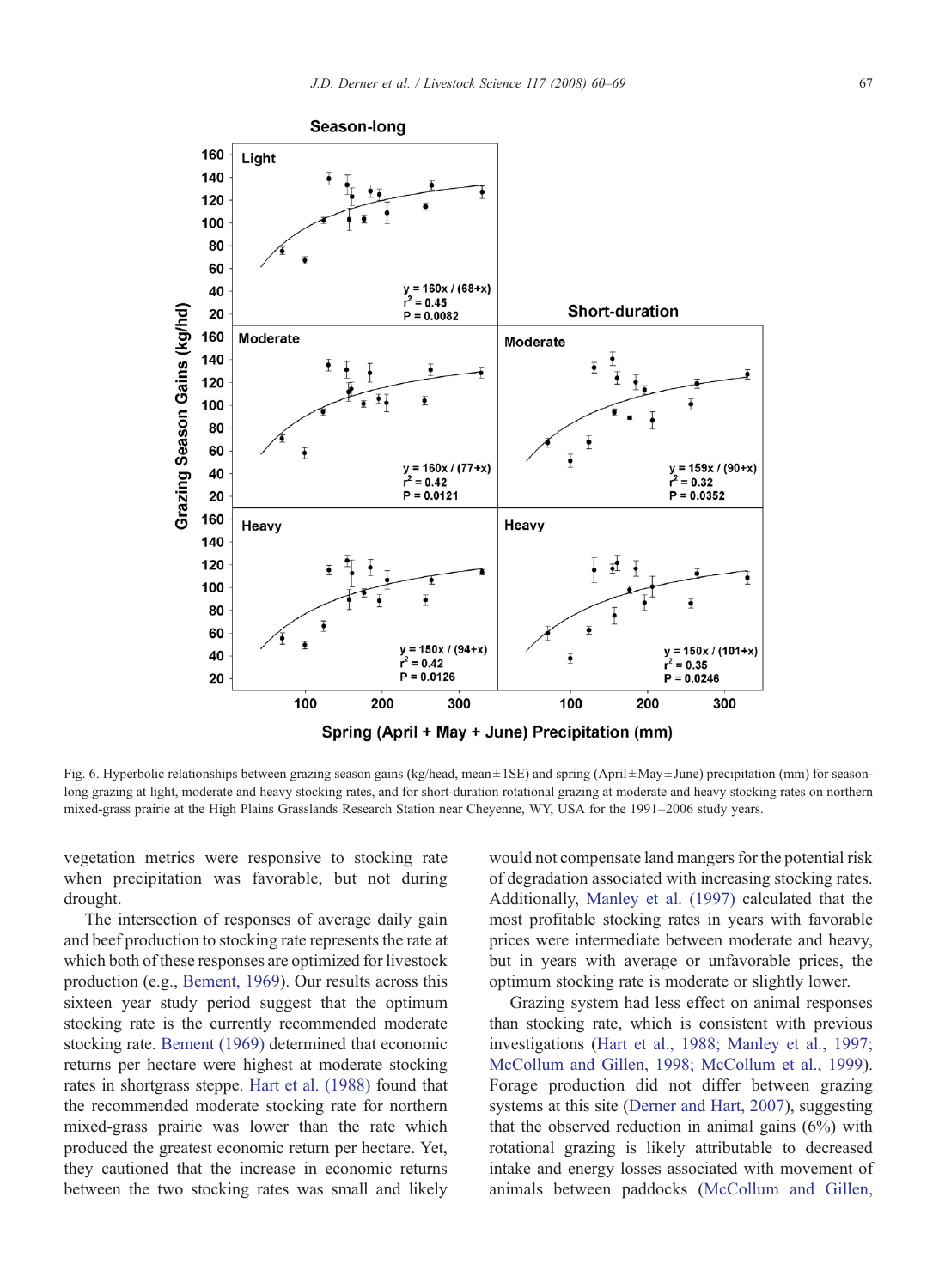Season-long

Light

y = 160x / (68+x)
$r^2$ = 0.45
P = 0.0082

Short-duration

Moderate

y = 160x / (77+x)
$r^2$ = 0.42
P = 0.0121

Moderate

y = 159x / (90+x)
$r^2$ = 0.32
P = 0.0352

Heavy

y = 150x / (94+x)
$r^2$ = 0.42
P = 0.0126

Heavy

y = 150x / (101+x)
$r^2$ = 0.35
P = 0.0246

Grazing Season Gains (kg/hd)

Spring (April + May + June) Precipitation (mm)

Fig. 6. Hyperbolic relationships between grazing season gains (kg/head, mean ± 1SE) and spring (April ± May ± June) precipitation (mm) for season-long grazing at light, moderate and heavy stocking rates, and for short-duration rotational grazing at moderate and heavy stocking rates on northern mixed-grass prairie at the High Plains Grasslands Research Station near Cheyenne, WY, USA for the 1991–2006 study years.

vegetation metrics were responsive to stocking rate when precipitation was favorable, but not during drought.

The intersection of responses of average daily gain and beef production to stocking rate represents the rate at which both of these responses are optimized for livestock production (e.g., Bement, 1969). Our results across this sixteen year study period suggest that the optimum stocking rate is the currently recommended moderate stocking rate. Bement (1969) determined that economic returns per hectare were highest at moderate stocking rates in shortgrass steppe. Hart et al. (1988) found that the recommended moderate stocking rate for northern mixed-grass prairie was lower than the rate which produced the greatest economic return per hectare. Yet, they cautioned that the increase in economic returns between the two stocking rates was small and likely would not compensate land mangers for the potential risk of degradation associated with increasing stocking rates. Additionally, Manley et al. (1997) calculated that the most profitable stocking rates in years with favorable prices were intermediate between moderate and heavy, but in years with average or unfavorable prices, the optimum stocking rate is moderate or slightly lower.

Grazing system had less effect on animal responses than stocking rate, which is consistent with previous investigations (Hart et al., 1988; Manley et al., 1997; McCollum and Gillen, 1998; McCollum et al., 1999). Forage production did not differ between grazing systems at this site (Derner and Hart, 2007), suggesting that the observed reduction in animal gains (6%) with rotational grazing is likely attributable to decreased intake and energy losses associated with movement of animals between paddocks (McCollum and Gillen,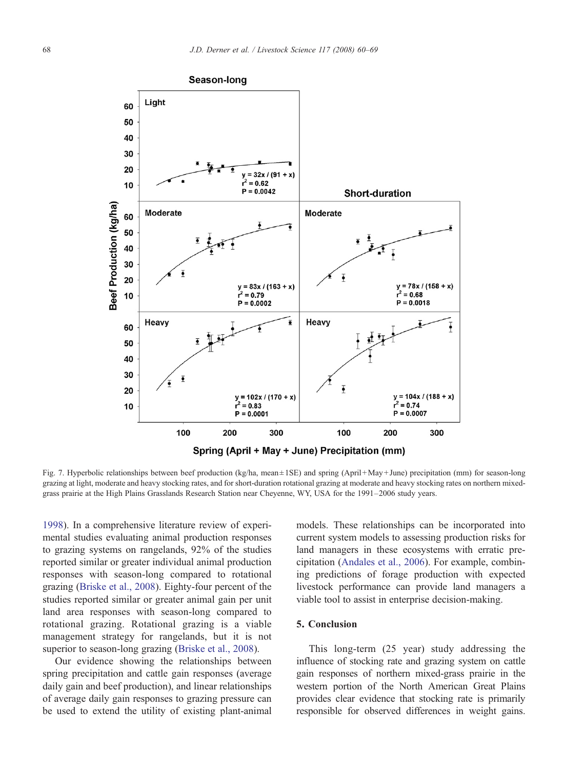Season-long

Light

60
50
40
30
20
10

$y = 32x / (91 + x)$
$r^2 = 0.62$
$P = 0.0042$

Short-duration

Moderate

60
50
40
30
20
10

$y = 83x / (163 + x)$
$r^2 = 0.79$
$P = 0.0002$

Moderate

$y = 78x / (158 + x)$
$r^2 = 0.68$
$P = 0.0018$

Heavy

60
50
40
30
20
10

$y = 102x / (170 + x)$
$r^2 = 0.83$
$P = 0.0001$

Heavy

$y = 104x / (188 + x)$
$r^2 = 0.74$
$P = 0.0007$

Beef Production (kg/ha)

100 200 300 100 200 300

Spring (April + May + June) Precipitation (mm)

Fig. 7. Hyperbolic relationships between beef production (kg/ha, mean ± 1SE) and spring (April + May + June) precipitation (mm) for season-long grazing at light, moderate and heavy stocking rates, and for short-duration rotational grazing at moderate and heavy stocking rates on northern mixed-grass prairie at the High Plains Grasslands Research Station near Cheyenne, WY, USA for the 1991–2006 study years.

1998). In a comprehensive literature review of experimental studies evaluating animal production responses to grazing systems on rangelands, 92% of the studies reported similar or greater individual animal production responses with season-long compared to rotational grazing (Briske et al., 2008). Eighty-four percent of the studies reported similar or greater animal gain per unit land area responses with season-long compared to rotational grazing. Rotational grazing is a viable management strategy for rangelands, but it is not superior to season-long grazing (Briske et al., 2008).

Our evidence showing the relationships between spring precipitation and cattle gain responses (average daily gain and beef production), and linear relationships of average daily gain responses to grazing pressure can be used to extend the utility of existing plant-animal models. These relationships can be incorporated into current system models to assessing production risks for land managers in these ecosystems with erratic precipitation (Andales et al., 2006). For example, combining predictions of forage production with expected livestock performance can provide land managers a viable tool to assist in enterprise decision-making.

## 5. Conclusion

This long-term (25 year) study addressing the influence of stocking rate and grazing system on cattle gain responses of northern mixed-grass prairie in the western portion of the North American Great Plains provides clear evidence that stocking rate is primarily responsible for observed differences in weight gains.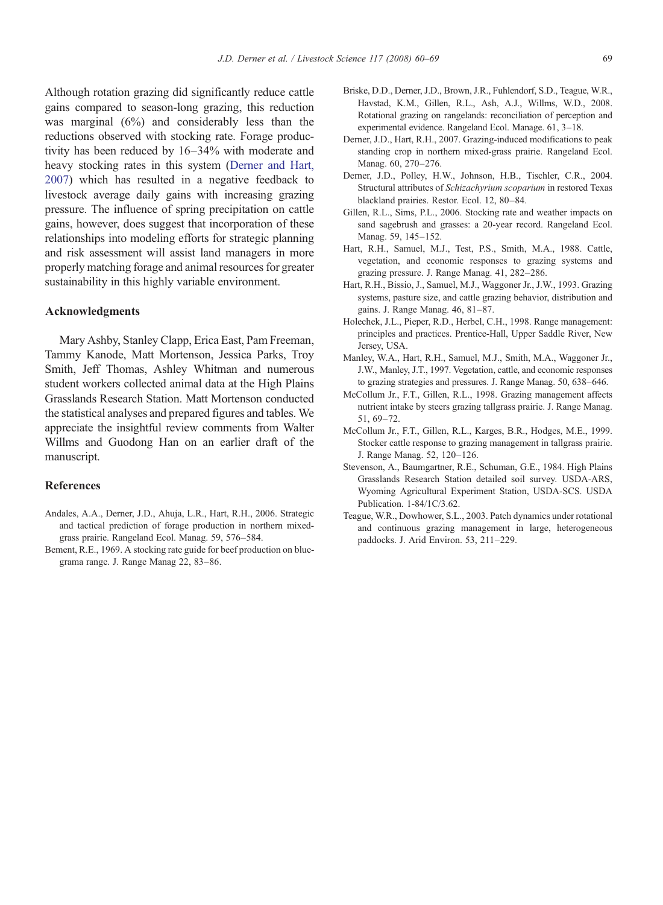Although rotation grazing did significantly reduce cattle gains compared to season-long grazing, this reduction was marginal (6%) and considerably less than the reductions observed with stocking rate. Forage productivity has been reduced by 16–34% with moderate and heavy stocking rates in this system (Derner and Hart, 2007) which has resulted in a negative feedback to livestock average daily gains with increasing grazing pressure. The influence of spring precipitation on cattle gains, however, does suggest that incorporation of these relationships into modeling efforts for strategic planning and risk assessment will assist land managers in more properly matching forage and animal resources for greater sustainability in this highly variable environment.

## Acknowledgments

Mary Ashby, Stanley Clapp, Erica East, Pam Freeman, Tammy Kanode, Matt Mortenson, Jessica Parks, Troy Smith, Jeff Thomas, Ashley Whitman and numerous student workers collected animal data at the High Plains Grasslands Research Station. Matt Mortenson conducted the statistical analyses and prepared figures and tables. We appreciate the insightful review comments from Walter Willms and Guodong Han on an earlier draft of the manuscript.

## References

Andales, A.A., Derner, J.D., Ahuja, L.R., Hart, R.H., 2006. Strategic and tactical prediction of forage production in northern mixed-grass prairie. Rangeland Ecol. Manag. 59, 576–584.

Bement, R.E., 1969. A stocking rate guide for beef production on blue-grama range. J. Range Manag 22, 83–86.

Briske, D.D., Derner, J.D., Brown, J.R., Fuhlendorf, S.D., Teague, W.R., Havstad, K.M., Gillen, R.L., Ash, A.J., Willms, W.D., 2008. Rotational grazing on rangelands: reconciliation of perception and experimental evidence. Rangeland Ecol. Manage. 61, 3–18.

Derner, J.D., Hart, R.H., 2007. Grazing-induced modifications to peak standing crop in northern mixed-grass prairie. Rangeland Ecol. Manag. 60, 270–276.

Derner, J.D., Polley, H.W., Johnson, H.B., Tischler, C.R., 2004. Structural attributes of *Schizachyrium scoparium* in restored Texas blackland prairies. Restor. Ecol. 12, 80–84.

Gillen, R.L., Sims, P.L., 2006. Stocking rate and weather impacts on sand sagebrush and grasses: a 20-year record. Rangeland Ecol. Manag. 59, 145–152.

Hart, R.H., Samuel, M.J., Test, P.S., Smith, M.A., 1988. Cattle, vegetation, and economic responses to grazing systems and grazing pressure. J. Range Manag. 41, 282–286.

Hart, R.H., Bissio, J., Samuel, M.J., Waggoner Jr., J.W., 1993. Grazing systems, pasture size, and cattle grazing behavior, distribution and gains. J. Range Manag. 46, 81–87.

Holechek, J.L., Pieper, R.D., Herbel, C.H., 1998. Range management: principles and practices. Prentice-Hall, Upper Saddle River, New Jersey, USA.

Manley, W.A., Hart, R.H., Samuel, M.J., Smith, M.A., Waggoner Jr., J.W., Manley, J.T., 1997. Vegetation, cattle, and economic responses to grazing strategies and pressures. J. Range Manag. 50, 638–646.

McCollum Jr., F.T., Gillen, R.L., 1998. Grazing management affects nutrient intake by steers grazing tallgrass prairie. J. Range Manag. 51, 69–72.

McCollum Jr., F.T., Gillen, R.L., Karges, B.R., Hodges, M.E., 1999. Stocker cattle response to grazing management in tallgrass prairie. J. Range Manag. 52, 120–126.

Stevenson, A., Baumgartner, R.E., Schuman, G.E., 1984. High Plains Grasslands Research Station detailed soil survey. USDA-ARS, Wyoming Agricultural Experiment Station, USDA-SCS. USDA Publication. 1-84/1C/3.62.

Teague, W.R., Dowhower, S.L., 2003. Patch dynamics under rotational and continuous grazing management in large, heterogeneous paddocks. J. Arid Environ. 53, 211–229.